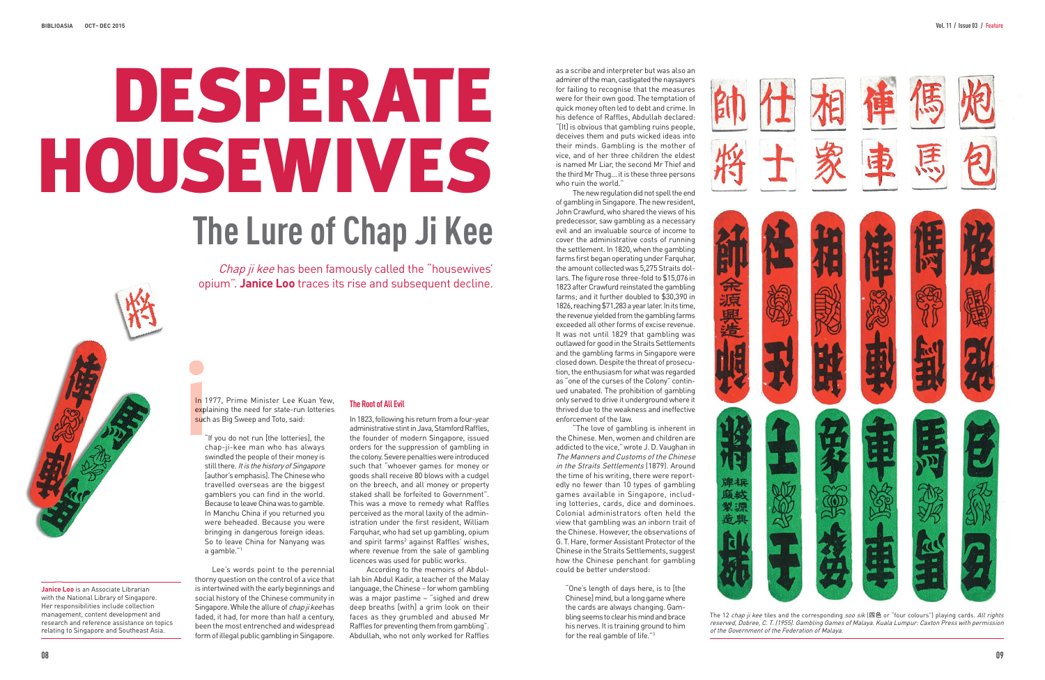# DESPERATE HOUSEWIVES

## The Lure of Chap Ji Kee

*Chap ji kee* has been famously called the "housewives' opium". **Janice Loo** traces its rise and subsequent decline.

**Janice Loo** is an Associate Librarian with the National Library of Singapore. Her responsibilities include collection management, content development and research and reference assistance on topics relating to Singapore and Southeast Asia.

In 1977, Prime Minister Lee Kuan Yew, explaining the need for state-run lotteries such as Big Sweep and Toto, said:

> "If you do not run [the lotteries], the chap-ji-kee man who has always swindled the people of their money is still there. *It is the history of Singapore* [author's emphasis]. The Chinese who travelled overseas are the biggest gamblers you can find in the world. Because to leave China was to gamble. In Manchu China if you returned you were beheaded. Because you were bringing in dangerous foreign ideas. So to leave China for Nanyang was a gamble."[1]

Lee's words point to the perennial thorny question on the control of a vice that is intertwined with the early beginnings and social history of the Chinese community in Singapore. While the allure of *chap ji kee* has faded, it had, for more than half a century, been the most entrenched and widespread form of illegal public gambling in Singapore.

### The Root of All Evil

In 1823, following his return from a four-year administrative stint in Java, Stamford Raffles, the founder of modern Singapore, issued orders for the suppression of gambling in the colony. Severe penalties were introduced such that "whoever games for money or goods shall receive 80 blows with a cudgel on the breech, and all money or property staked shall be forfeited to Government". This was a move to remedy what Raffles perceived as the moral laxity of the administration under the first resident, William Farquhar, who had set up gambling, opium and spirit farms[2] against Raffles' wishes, where revenue from the sale of gambling licences was used for public works.

According to the memoirs of Abdullah bin Abdul Kadir, a teacher of the Malay language, the Chinese – for whom gambling was a major pastime – "sighed and drew deep breaths [with] a grim look on their faces as they grumbled and abused Mr Raffles for preventing them from gambling". Abdullah, who not only worked for Raffles as a scribe and interpreter but was also an admirer of the man, castigated the naysayers for failing to recognise that the measures were for their own good. The temptation of quick money often led to debt and crime. In his defence of Raffles, Abdullah declared: "[It] is obvious that gambling ruins people, deceives them and puts wicked ideas into their minds. Gambling is the mother of vice, and of her three children the eldest is named Mr Liar, the second Mr Thief and the third Mr Thug... it is these three persons who ruin the world."

The new regulation did not spell the end of gambling in Singapore. The new resident, John Crawfurd, who shared the views of his predecessor, saw gambling as a necessary evil and an invaluable source of income to cover the administrative costs of running the settlement. In 1820, when the gambling farms first began operating under Farquhar, the amount collected was 5,275 Straits dollars. The figure rose three-fold to $15,076 in 1823 after Crawfurd reinstated the gambling farms; and it further doubled to $30,390 in 1826, reaching $71,283 a year later. In its time, the revenue yielded from the gambling farms exceeded all other forms of excise revenue. It was not until 1829 that gambling was outlawed for good in the Straits Settlements and the gambling farms in Singapore were closed down. Despite the threat of prosecution, the enthusiasm for what was regarded as "one of the curses of the Colony" continued unabated. The prohibition of gambling only served to drive it underground where it thrived due to the weakness and ineffective enforcement of the law.

"The love of gambling is inherent in the Chinese. Men, women and children are addicted to the vice," wrote J. D. Vaughan in *The Manners and Customs of the Chinese in the Straits Settlements* (1879). Around the time of his writing, there were reportedly no fewer than 10 types of gambling games available in Singapore, including lotteries, cards, dice and dominoes. Colonial administrators often held the view that gambling was an inborn trait of the Chinese. However, the observations of G. T. Hare, former Assistant Protector of the Chinese in the Straits Settlements, suggest how the Chinese penchant for gambling could be better understood:

> "One's length of days here, is to [the Chinese] mind, but a long game where the cards are always changing. Gambling seems to clear his mind and brace his nerves. It is training ground to him for the real gamble of life."[3]

The 12 *chap ji kee* tiles and the corresponding *soo sik* (四色 or "four colours") playing cards. *All rights reserved, Dobree, C. T. (1955). Gambling Games of Malaya. Kuala Lumpur: Caxton Press with permission of the Government of the Federation of Malaya.*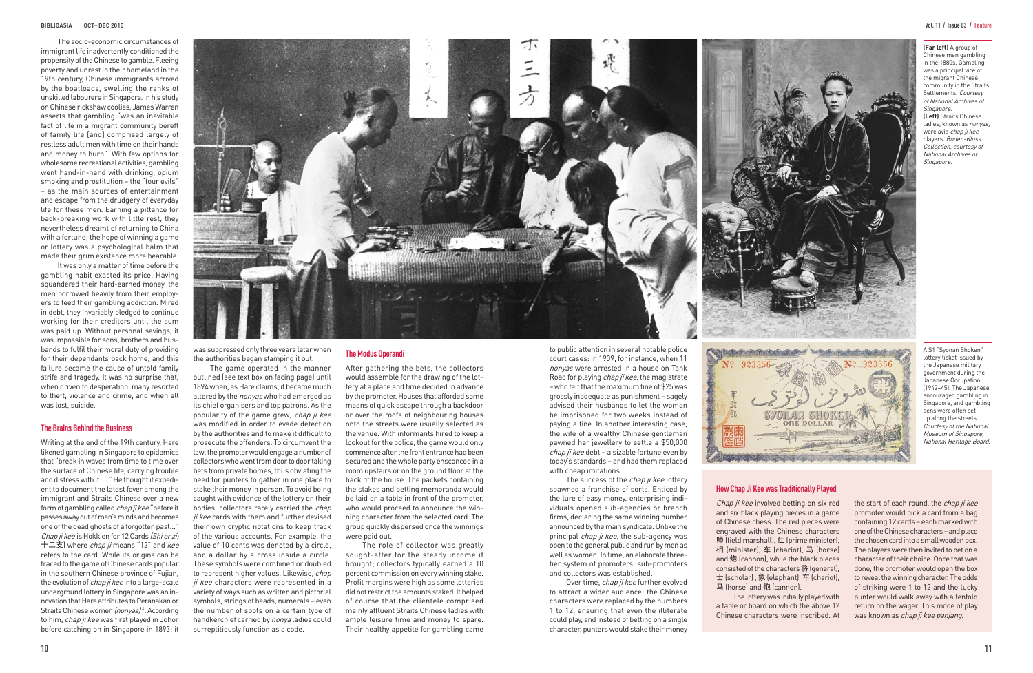The socio-economic circumstances of immigrant life inadvertently conditioned the propensity of the Chinese to gamble. Fleeing poverty and unrest in their homeland in the 19th century, Chinese immigrants arrived by the boatloads, swelling the ranks of unskilled labourers in Singapore. In his study on Chinese rickshaw coolies, James Warren asserts that gambling "was an inevitable fact of life in a migrant community bereft of family life [and] comprised largely of restless adult men with time on their hands and money to burn". With few options for wholesome recreational activities, gambling went hand-in-hand with drinking, opium smoking and prostitution – the "four evils" – as the main sources of entertainment and escape from the drudgery of everyday life for these men. Earning a pittance for back-breaking work with little rest, they nevertheless dreamt of returning to China with a fortune; the hope of winning a game or lottery was a psychological balm that made their grim existence more bearable.

It was only a matter of time before the gambling habit exacted its price. Having squandered their hard-earned money, the men borrowed heavily from their employers to feed their gambling addiction. Mired in debt, they invariably pledged to continue working for their creditors until the sum was paid up. Without personal savings, it was impossible for sons, brothers and husbands to fulfil their moral duty of providing for their dependants back home, and this failure became the cause of untold family strife and tragedy. It was no surprise that, when driven to desperation, many resorted to theft, violence and crime, and when all was lost, suicide.

## The Brains Behind the Business

Writing at the end of the 19th century, Hare likened gambling in Singapore to epidemics that "break in waves from time to time over the surface of Chinese life, carrying trouble and distress with it ..." He thought it expedient to document the latest fever among the immigrant and Straits Chinese over a new form of gambling called *chap ji kee* "before it passes away out of men's minds and becomes one of the dead ghosts of a forgotten past..." *Chap ji kee* is Hokkien for 12 Cards (*Shi er zi*; 十二支) where *chap ji* means "12" and *kee* refers to the card. While its origins can be traced to the game of Chinese cards popular in the southern Chinese province of Fujian, the evolution of *chap ji kee* into a large-scale underground lottery in Singapore was an innovation that Hare attributes to Peranakan or Straits Chinese women (*nonyas*)[6]. According to him, *chap ji kee* was first played in Johor before catching on in Singapore in 1893; it was suppressed only three years later when the authorities began stamping it out.

The game operated in the manner outlined (see text box on facing page) until 1894 when, as Hare claims, it became much altered by the *nonyas* who had emerged as its chief organisers and top patrons. As the popularity of the game grew, *chap ji kee* was modified in order to evade detection by the authorities and to make it difficult to prosecute the offenders. To circumvent the law, the promoter would engage a number of collectors who went from door to door taking bets from private homes, thus obviating the need for punters to gather in one place to stake their money in person. To avoid being caught with evidence of the lottery on their bodies, collectors rarely carried the *chap ji kee* cards with them and further devised their own cryptic notations to keep track of the various accounts. For example, the value of 10 cents was denoted by a circle, and a dollar by a cross inside a circle. These symbols were combined or doubled to represent higher values. Likewise, *chap ji kee* characters were represented in a variety of ways such as written and pictorial symbols, strings of beads, numerals – even the number of spots on a certain type of handkerchief carried by *nonya* ladies could surreptitiously function as a code.

## The Modus Operandi

After gathering the bets, the collectors would assemble for the drawing of the lottery at a place and time decided in advance by the promoter. Houses that afforded some means of quick escape through a backdoor or over the roofs of neighbouring houses onto the streets were usually selected as the venue. With informants hired to keep a lookout for the police, the game would only commence after the front entrance had been secured and the whole party ensconced in a room upstairs or on the ground floor at the back of the house. The packets containing the stakes and betting memoranda would be laid on a table in front of the promoter, who would proceed to announce the winning character from the selected card. The group quickly dispersed once the winnings were paid out.

The role of collector was greatly sought-after for the steady income it brought; collectors typically earned a 10 percent commission on every winning stake. Profit margins were high as some lotteries did not restrict the amounts staked. It helped of course that the clientele comprised mainly affluent Straits Chinese ladies with ample leisure time and money to spare. Their healthy appetite for gambling came to public attention in several notable police court cases: in 1909, for instance, when 11 *nonyas* were arrested in a house on Tank Road for playing *chap ji kee*, the magistrate – who felt that the maximum fine of $25 was grossly inadequate as punishment – sagely advised their husbands to let the women be imprisoned for two weeks instead of paying a fine. In another interesting case, the wife of a wealthy Chinese gentleman pawned her jewellery to settle a $50,000 *chap ji kee* debt – a sizable fortune even by today's standards – and had them replaced with cheap imitations.

The success of the *chap ji kee* lottery spawned a franchise of sorts. Enticed by the lure of easy money, enterprising individuals opened sub-agencies or branch firms, declaring the same winning number announced by the main syndicate. Unlike the principal *chap ji kee*, the sub-agency was open to the general public and run by men as well as women. In time, an elaborate three-tier system of promoters, sub-promoters and collectors was established.

Over time, *chap ji kee* further evolved to attract a wider audience: the Chinese characters were replaced by the numbers 1 to 12, ensuring that even the illiterate could play, and instead of betting on a single character, punters would stake their money

**(Far left)** A group of Chinese men gambling in the 1880s. Gambling was a principal vice of the migrant Chinese community in the Straits Settlements. *Courtesy of National Archives of Singapore.*

**(Left)** Straits Chinese ladies, known as *nonyas*, were avid *chap ji kee* players. *Boden-Kloss Collection, courtesy of National Archives of Singapore.*

A $1 "Syonan Shoken" lottery ticket issued by the Japanese military government during the Japanese Occupation (1942–45). The Japanese encouraged gambling in Singapore, and gambling dens were often set up along the streets. *Courtesy of the National Museum of Singapore, National Heritage Board.*

### How Chap Ji Kee was Traditionally Played

*Chap ji kee* involved betting on six red and six black playing pieces in a game of Chinese chess. The red pieces were engraved with the Chinese characters 帅 (field marshall), 仕 (prime minister), 相 (minister), 车 (chariot), 马 (horse) and 炮 (cannon), while the black pieces consisted of the characters 将 (general), 士 (scholar), 象 (elephant), 车 (chariot), 马 (horse) and 炮 (cannon).

The lottery was initially played with a table or board on which the above 12 Chinese characters were inscribed. At the start of each round, the *chap ji kee* promoter would pick a card from a bag containing 12 cards – each marked with one of the Chinese characters – and place the chosen card into a small wooden box. The players were then invited to bet on a character of their choice. Once that was done, the promoter would open the box to reveal the winning character. The odds of striking were 1 to 12 and the lucky punter would walk away with a tenfold return on the wager. This mode of play was known as *chap ji kee panjang*.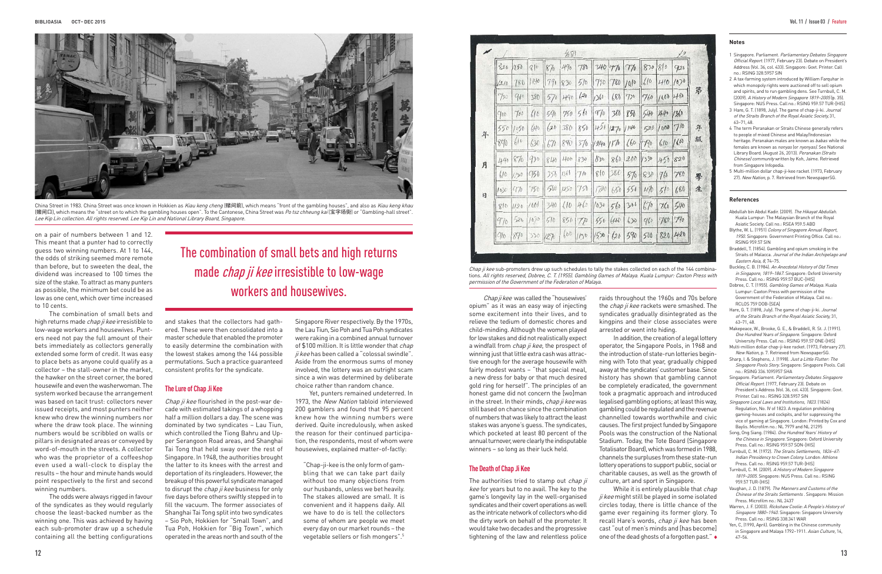China Street in 1983. China Street was once known in Hokkien as *Kiau keng cheng* (賭间前), which means "front of the gambling houses", and also as *Kiau keng khau* (賭间口), which means the "street on to which the gambling houses open". To the Cantonese, China Street was *Po tsz chheung kai* (宝字场街) or "Gambling-hall street". *Lee Kip Lin collection. All rights reserved. Lee Kip Lin and National Library Board, Singapore.*

on a pair of numbers between 1 and 12. This meant that a punter had to correctly guess two winning numbers. At 1 to 144, the odds of striking seemed more remote than before, but to sweeten the deal, the dividend was increased to 100 times the size of the stake. To attract as many punters as possible, the minimum bet could be as low as one cent, which over time increased to 10 cents.

The combination of small bets and high returns made *chap ji kee* irresistible to low-wage workers and housewives. Punters need not pay the full amount of their bets immediately as collectors generally extended some form of credit. It was easy to place bets as anyone could qualify as a collector – the stall-owner in the market, the hawker on the street corner, the bored housewife and even the washerwoman. The system worked because the arrangement was based on tacit trust: collectors never issued receipts, and most punters neither knew who drew the winning numbers nor where the draw took place. The winning numbers would be scribbled on walls or pillars in designated areas or conveyed by word-of-mouth in the streets. A collector who was the proprietor of a coffeeshop even used a wall-clock to display the results – the hour and minute hands would point respectively to the first and second winning numbers.

The odds were always rigged in favour of the syndicates as they would regularly choose the least-backed number as the winning one. This was achieved by having each sub-promoter draw up a schedule containing all the betting configurations and stakes that the collectors had gathered. These were then consolidated into a master schedule that enabled the promoter to easily determine the combination with the lowest stakes among the 144 possible permutations. Such a practice guaranteed consistent profits for the syndicate.

> The combination of small bets and high returns made *chap ji kee* irresistible to low-wage workers and housewives.

## The Lure of Chap Ji Kee

*Chap ji kee* flourished in the post-war decade with estimated takings of a whopping half a million dollars a day. The scene was dominated by two syndicates – Lau Tiun, which controlled the Tiong Bahru and Upper Serangoon Road areas, and Shanghai Tai Tong that held sway over the rest of Singapore. In 1948, the authorities brought the latter to its knees with the arrest and deportation of its ringleaders. However, the breakup of this powerful syndicate managed to disrupt the *chap ji kee* business for only five days before others swiftly stepped in to fill the vacuum. The former associates of Shanghai Tai Tong split into two syndicates – Sio Poh, Hokkien for "Small Town", and Tua Poh, Hokkien for "Big Town", which operated in the areas north and south of the Singapore River respectively. By the 1970s, the Lau Tiun, Sio Poh and Tua Poh syndicates were raking in a combined annual turnover of $100 million. It is little wonder that *chap ji kee* has been called a "colossal swindle". Aside from the enormous sums of money involved, the lottery was an outright scam since a win was determined by deliberate choice rather than random chance.

Yet, punters remained undeterred. In 1973, the *New Nation* tabloid interviewed 200 gamblers and found that 95 percent knew how the winning numbers were derived. Quite incredulously, when asked the reason for their continued participation, the respondents, most of whom were housewives, explained matter-of-factly:

> "Chap-ji-kee is the only form of gambling that we can take part daily without too many objections from our husbands, unless we bet heavily. The stakes allowed are small. It is convenient and it happens daily. All we have to do is tell the collectors some of whom are people we meet every day on our market rounds – the vegetable sellers or fish mongers".[5]

*Chap ji kee* sub-promoters drew up such schedules to tally the stakes collected on each of the 144 combinations. *All rights reserved, Dobree, C. T. (1955). Gambling Games of Malaya. Kuala Lumpur: Caxton Press with permission of the Government of the Federation of Malaya.*

*Chap ji kee* was called the "housewives' opium" as it was an easy way of injecting some excitement into their lives, and to relieve the tedium of domestic chores and child-minding. Although the women played for low stakes and did not realistically expect a windfall from *chap ji kee*, the prospect of winning just that little extra cash was attractive enough for the average housewife with fairly modest wants – "that special meal, a new dress for baby or that much desired gold ring for herself". The principles of an honest game did not concern the [wo]man in the street. In their minds, *chap ji kee* was still based on chance since the combination of numbers that was likely to attract the least stakes was anyone's guess. The syndicates, which pocketed at least 80 percent of the annual turnover, were clearly the indisputable winners – so long as their luck held.

## The Death of Chap Ji Kee

The authorities tried to stamp out *chap ji kee* for years but to no avail. The key to the game's longevity lay in the well-organised syndicates and their covert operations as well as the intricate network of collectors who did the dirty work on behalf of the promoter. It would take two decades and the progressive tightening of the law and relentless police raids throughout the 1960s and 70s before the *chap ji kee* rackets were smashed. The syndicates gradually disintegrated as the kingpins and their close associates were arrested or went into hiding.

In addition, the creation of a legal lottery operator, the Singapore Pools, in 1968 and the introduction of state-run lotteries beginning with Toto that year, gradually chipped away at the syndicates' customer base. Since history has shown that gambling cannot be completely eradicated, the government took a pragmatic approach and introduced legalised gambling options; at least this way, gambling could be regulated and the revenue channelled towards worthwhile and civic causes. The first project funded by Singapore Pools was the construction of the National Stadium. Today, the Tote Board (Singapore Totalisator Board), which was formed in 1988, channels the surpluses from these state-run lottery operations to support public, social or charitable causes, as well as the growth of culture, art and sport in Singapore.

While it is entirely plausible that *chap ji kee* might still be played in some isolated circles today, there is little chance of the game ever regaining its former glory. To recall Hare's words, *chap ji kee* has been cast "out of men's minds and [has become] one of the dead ghosts of a forgotten past." ♦

## Notes

1. Singapore. Parliament. *Parliamentary Debates Singapore Official Report.* (1977, February 23). Debate on President's Address (Vol. 36, col. 433). Singapore: Govt. Printer. Call no.: RSING 328.5957 SIN
2. A tax-farming system introduced by William Farquhar in which monopoly rights were auctioned off to sell opium and spirits, and to run gambling dens. See Turnbull, C. M. (2009). *A History of Modern Singapore 1819–2005* (p. 35). Singapore: NUS Press. Call no.: RSING 959.57 TUR-[HIS]
3. Hare, G. T. (1898, July). The game of chap-ji-ki. *Journal of the Straits Branch of the Royal Asiatic Society,* 31, 63–71, 48.
4. The term Peranakan or Straits Chinese generally refers to people of mixed Chinese and Malay/Indonesian heritage. Peranakan males are known as *babas* while the females are known as *nonyas* (or *nyonyas*). See National Library Board. (August 26, 2013). *Peranakan (Straits Chinese) community* written by Koh, Jaime. Retrieved from Singapore Infopedia.
5. Multi-million dollar chap-ji-kee racket. (1973, February 27). *New Nation,* p. 7. Retrieved from NewspaperSG.

## References

Abdullah bin Abdul Kadir. (2009). *The Hikayat Abdullah.* Kuala Lumpur: The Malaysian Branch of the Royal Asiatic Society. Call no.: RSEA 959.5 ABD

Blythe, W. L. (1951) *Colony of Singapore Annual Report, 1950.* Singapore: Government Printing Office. Call no.: RSING 959.57 SIN

Braddell, T. (1854). Gambling and opium smoking in the Straits of Malacca. *Journal of the Indian Archipelago and Eastern Asia,* 8, 74–75.

Buckley, C. B. (1984). *An Anecdotal History of Old Times in Singapore, 1819–1867.* Singapore: Oxford University Press. Call no.: RSING 959.57 BUC-[HIS]

Dobree, C. T. (1955). *Gambling Games of Malaya.* Kuala Lumpur: Caxton Press with permission of the Government of the Federation of Malaya. Call no.: RCLOS 759 DOB-[SEA]

Hare, G. T. (1898, July). The game of chap-ji-ki. *Journal of the Straits Branch of the Royal Asiatic Society,* 31, 63–71, 48.

Makepeace, W., Brooke, G. E., & Braddell, R. St. J. (1991). *One Hundred Years of Singapore.* Singapore: Oxford University Press. Call no.: RSING 959.57 ONE-[HIS]

Multi-million dollar chap-ji-kee racket. (1973, February 27). *New Nation,* p. 7. Retrieved from NewspaperSG.

Sharp, I. & Stephens, J. (1998). *Just a Little Flutter: The Singapore Pools Story.* Singapore: Singapore Pools. Call no.: RSING 336.1095957 SHA

Singapore. Parliament. *Parliamentary Debates Singapore Official Report.* (1977, February 23). Debate on President's Address (Vol. 36, col. 433). Singapore: Govt. Printer. Call no.: RSING 328.5957 SIN

*Singapore Local Laws and Institutions, 1823.* (1824) Regulation, No. IV of 1823. A regulation prohibiting gaming-houses and cockpits, and for suppressing the vice of gaming at Singapore. London: Printed by Cox and Baylis. Microfilm no.: NL 7979 and NL 21295

Song, Ong Siang. (1984). *One Hundred Years' History of the Chinese in Singapore.* Singapore: Oxford University Press. Call no.: RSING 959.57 SON-[HIS]

Turnbull, C. M. (1972). *The Straits Settlements, 1826–67: Indian Presidency to Crown Colony.* London: Athlone Press. Call no.: RSING 959.57 TUR-[HIS]

Turnbull, C. M. (2009). *A History of Modern Singapore 1819–2005.* Singapore: NUS Press. Call no.: RSING 959.57 TUR-[HIS]

Vaughan, J. D. (1879). *The Manners and Customs of the Chinese of the Straits Settlements.* Singapore: Mission Press. Microfilm no.: NL 2437

Warren, J. F. (2003). *Rickshaw Coolie: A People's History of Singapore 1880–1940.* Singapore: Singapore University Press. Call no.: RSING 388.341 WAR

Yen, C. (1990, April). Gambling in the Chinese community in Singapore and Malaya 1792–1911. *Asian Culture,* 14, 47–56.